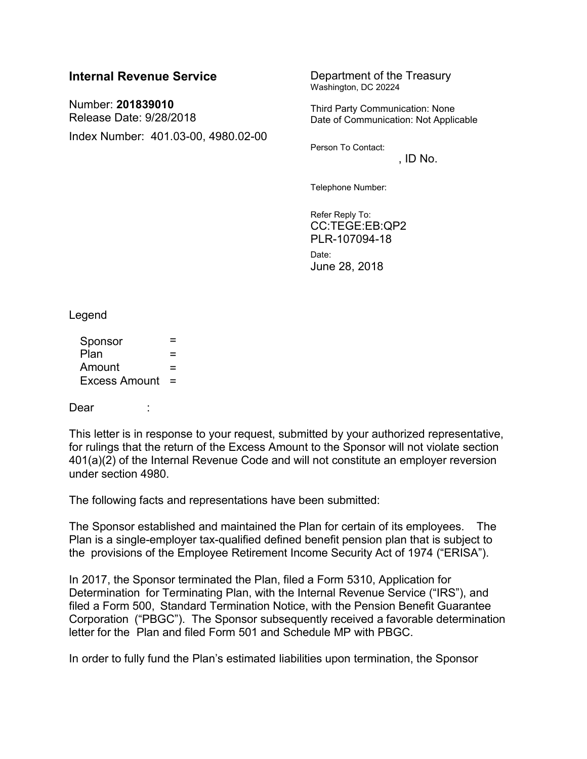**Internal Revenue Service**

Number: **201839010**
Release Date: 9/28/2018

Index Number: 401.03-00, 4980.02-00

Department of the Treasury
Washington, DC 20224

Third Party Communication: None
Date of Communication: Not Applicable

Person To Contact:
, ID No.

Telephone Number:

Refer Reply To:
CC:TEGE:EB:QP2
PLR-107094-18

Date:
June 28, 2018

Legend

Sponsor =
Plan =
Amount =
Excess Amount =

Dear :

This letter is in response to your request, submitted by your authorized representative, for rulings that the return of the Excess Amount to the Sponsor will not violate section 401(a)(2) of the Internal Revenue Code and will not constitute an employer reversion under section 4980.

The following facts and representations have been submitted:

The Sponsor established and maintained the Plan for certain of its employees. The Plan is a single-employer tax-qualified defined benefit pension plan that is subject to the provisions of the Employee Retirement Income Security Act of 1974 ("ERISA").

In 2017, the Sponsor terminated the Plan, filed a Form 5310, Application for Determination for Terminating Plan, with the Internal Revenue Service ("IRS"), and filed a Form 500, Standard Termination Notice, with the Pension Benefit Guarantee Corporation ("PBGC"). The Sponsor subsequently received a favorable determination letter for the Plan and filed Form 501 and Schedule MP with PBGC.

In order to fully fund the Plan's estimated liabilities upon termination, the Sponsor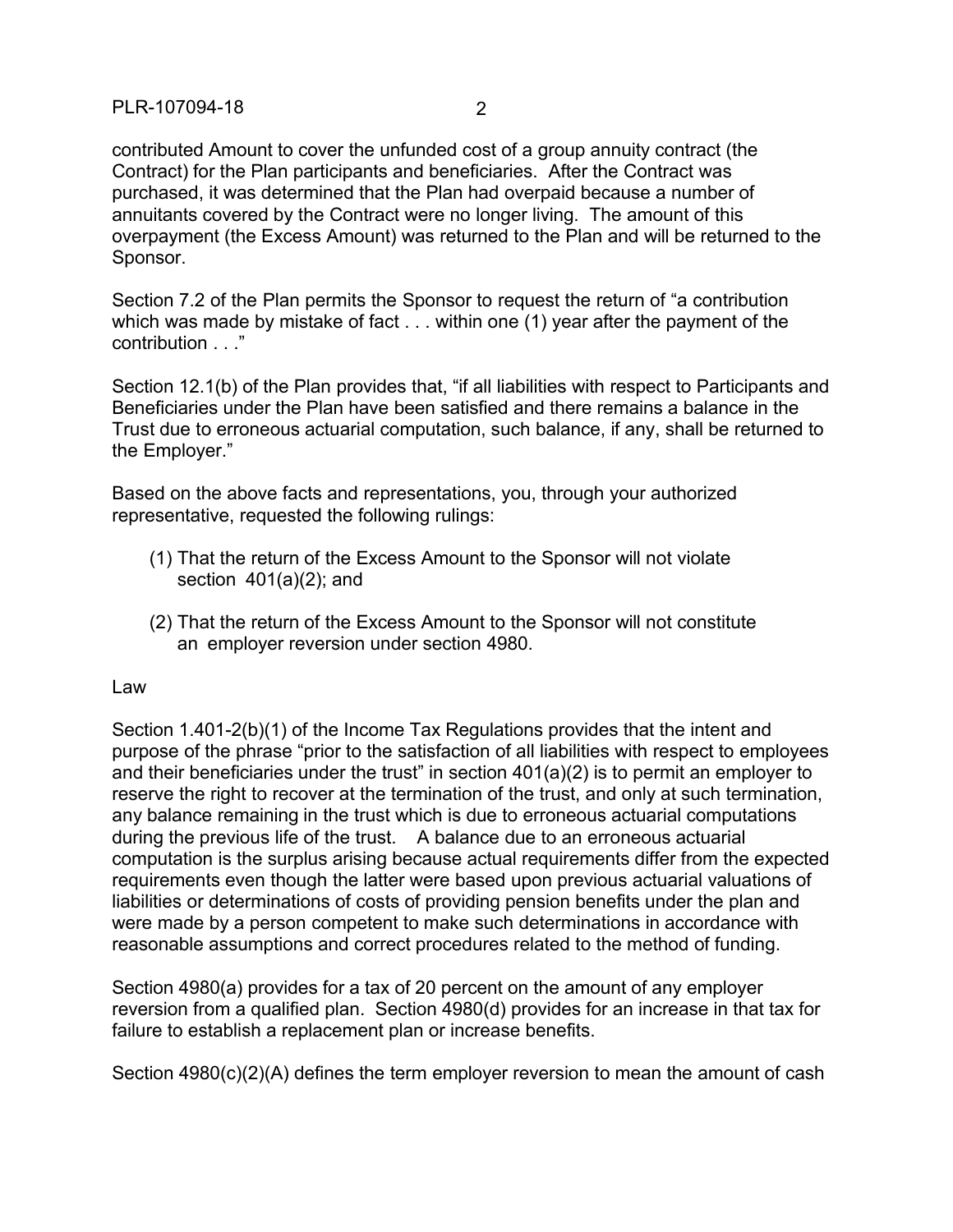contributed Amount to cover the unfunded cost of a group annuity contract (the Contract) for the Plan participants and beneficiaries. After the Contract was purchased, it was determined that the Plan had overpaid because a number of annuitants covered by the Contract were no longer living. The amount of this overpayment (the Excess Amount) was returned to the Plan and will be returned to the Sponsor.

Section 7.2 of the Plan permits the Sponsor to request the return of "a contribution which was made by mistake of fact . . . within one (1) year after the payment of the contribution . . ."

Section 12.1(b) of the Plan provides that, "if all liabilities with respect to Participants and Beneficiaries under the Plan have been satisfied and there remains a balance in the Trust due to erroneous actuarial computation, such balance, if any, shall be returned to the Employer."

Based on the above facts and representations, you, through your authorized representative, requested the following rulings:

(1) That the return of the Excess Amount to the Sponsor will not violate section 401(a)(2); and

(2) That the return of the Excess Amount to the Sponsor will not constitute an employer reversion under section 4980.

Law

Section 1.401-2(b)(1) of the Income Tax Regulations provides that the intent and purpose of the phrase "prior to the satisfaction of all liabilities with respect to employees and their beneficiaries under the trust" in section 401(a)(2) is to permit an employer to reserve the right to recover at the termination of the trust, and only at such termination, any balance remaining in the trust which is due to erroneous actuarial computations during the previous life of the trust. A balance due to an erroneous actuarial computation is the surplus arising because actual requirements differ from the expected requirements even though the latter were based upon previous actuarial valuations of liabilities or determinations of costs of providing pension benefits under the plan and were made by a person competent to make such determinations in accordance with reasonable assumptions and correct procedures related to the method of funding.

Section 4980(a) provides for a tax of 20 percent on the amount of any employer reversion from a qualified plan. Section 4980(d) provides for an increase in that tax for failure to establish a replacement plan or increase benefits.

Section 4980(c)(2)(A) defines the term employer reversion to mean the amount of cash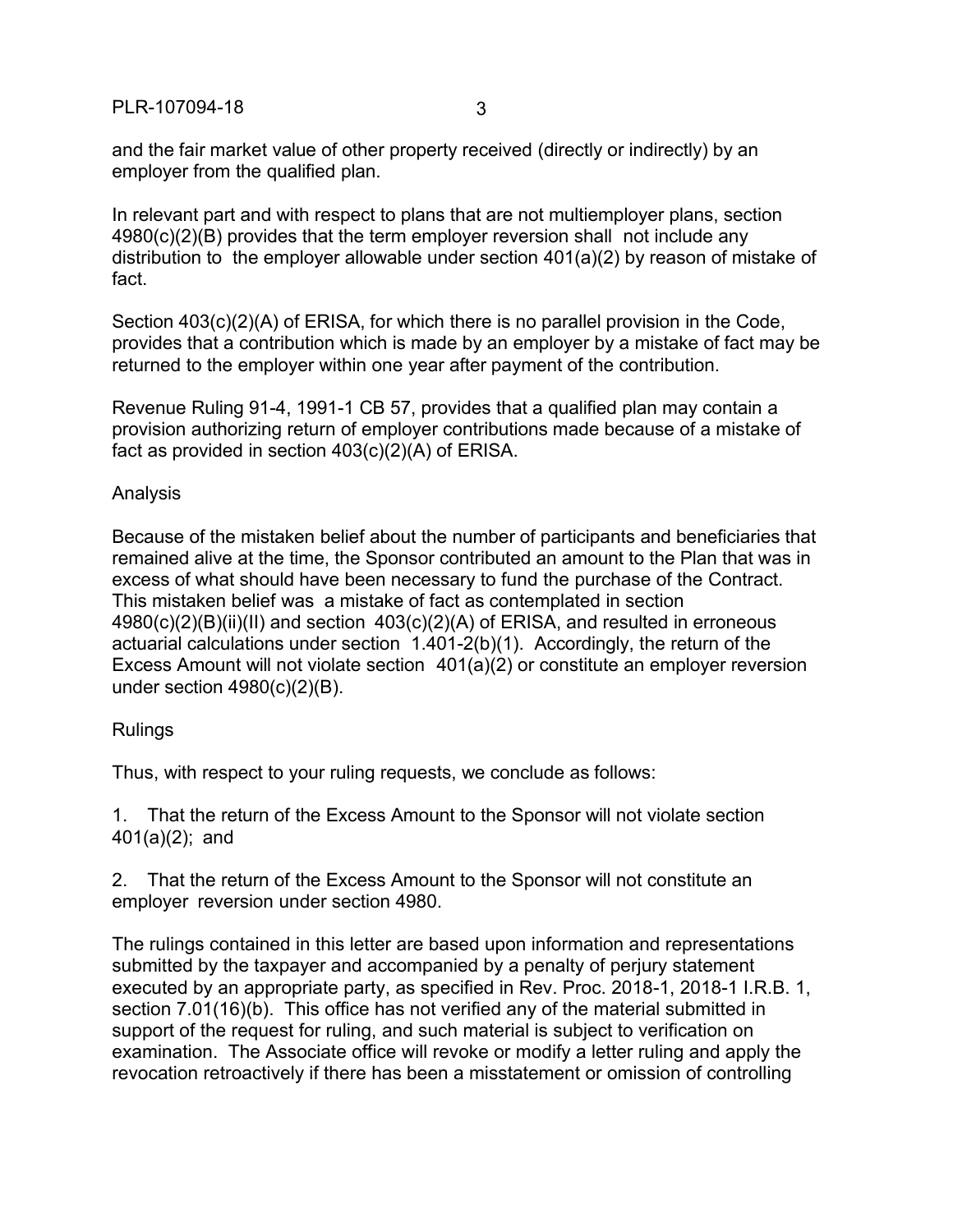and the fair market value of other property received (directly or indirectly) by an employer from the qualified plan.

In relevant part and with respect to plans that are not multiemployer plans, section 4980(c)(2)(B) provides that the term employer reversion shall not include any distribution to the employer allowable under section 401(a)(2) by reason of mistake of fact.

Section 403(c)(2)(A) of ERISA, for which there is no parallel provision in the Code, provides that a contribution which is made by an employer by a mistake of fact may be returned to the employer within one year after payment of the contribution.

Revenue Ruling 91-4, 1991-1 CB 57, provides that a qualified plan may contain a provision authorizing return of employer contributions made because of a mistake of fact as provided in section 403(c)(2)(A) of ERISA.

Analysis

Because of the mistaken belief about the number of participants and beneficiaries that remained alive at the time, the Sponsor contributed an amount to the Plan that was in excess of what should have been necessary to fund the purchase of the Contract. This mistaken belief was a mistake of fact as contemplated in section 4980(c)(2)(B)(ii)(II) and section 403(c)(2)(A) of ERISA, and resulted in erroneous actuarial calculations under section 1.401-2(b)(1). Accordingly, the return of the Excess Amount will not violate section 401(a)(2) or constitute an employer reversion under section 4980(c)(2)(B).

Rulings

Thus, with respect to your ruling requests, we conclude as follows:

1. That the return of the Excess Amount to the Sponsor will not violate section 401(a)(2); and

2. That the return of the Excess Amount to the Sponsor will not constitute an employer reversion under section 4980.

The rulings contained in this letter are based upon information and representations submitted by the taxpayer and accompanied by a penalty of perjury statement executed by an appropriate party, as specified in Rev. Proc. 2018-1, 2018-1 I.R.B. 1, section 7.01(16)(b). This office has not verified any of the material submitted in support of the request for ruling, and such material is subject to verification on examination. The Associate office will revoke or modify a letter ruling and apply the revocation retroactively if there has been a misstatement or omission of controlling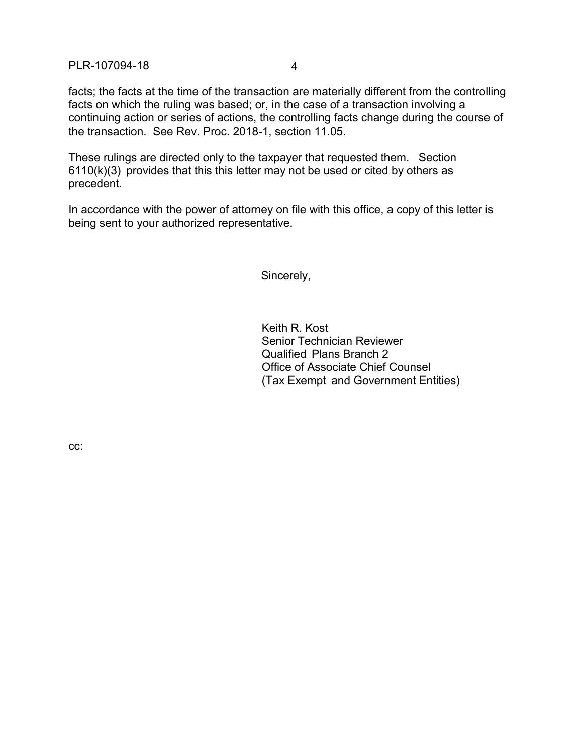facts; the facts at the time of the transaction are materially different from the controlling facts on which the ruling was based; or, in the case of a transaction involving a continuing action or series of actions, the controlling facts change during the course of the transaction. See Rev. Proc. 2018-1, section 11.05.

These rulings are directed only to the taxpayer that requested them. Section 6110(k)(3) provides that this this letter may not be used or cited by others as precedent.

In accordance with the power of attorney on file with this office, a copy of this letter is being sent to your authorized representative.

Sincerely,

Keith R. Kost
Senior Technician Reviewer
Qualified Plans Branch 2
Office of Associate Chief Counsel
(Tax Exempt and Government Entities)

cc: